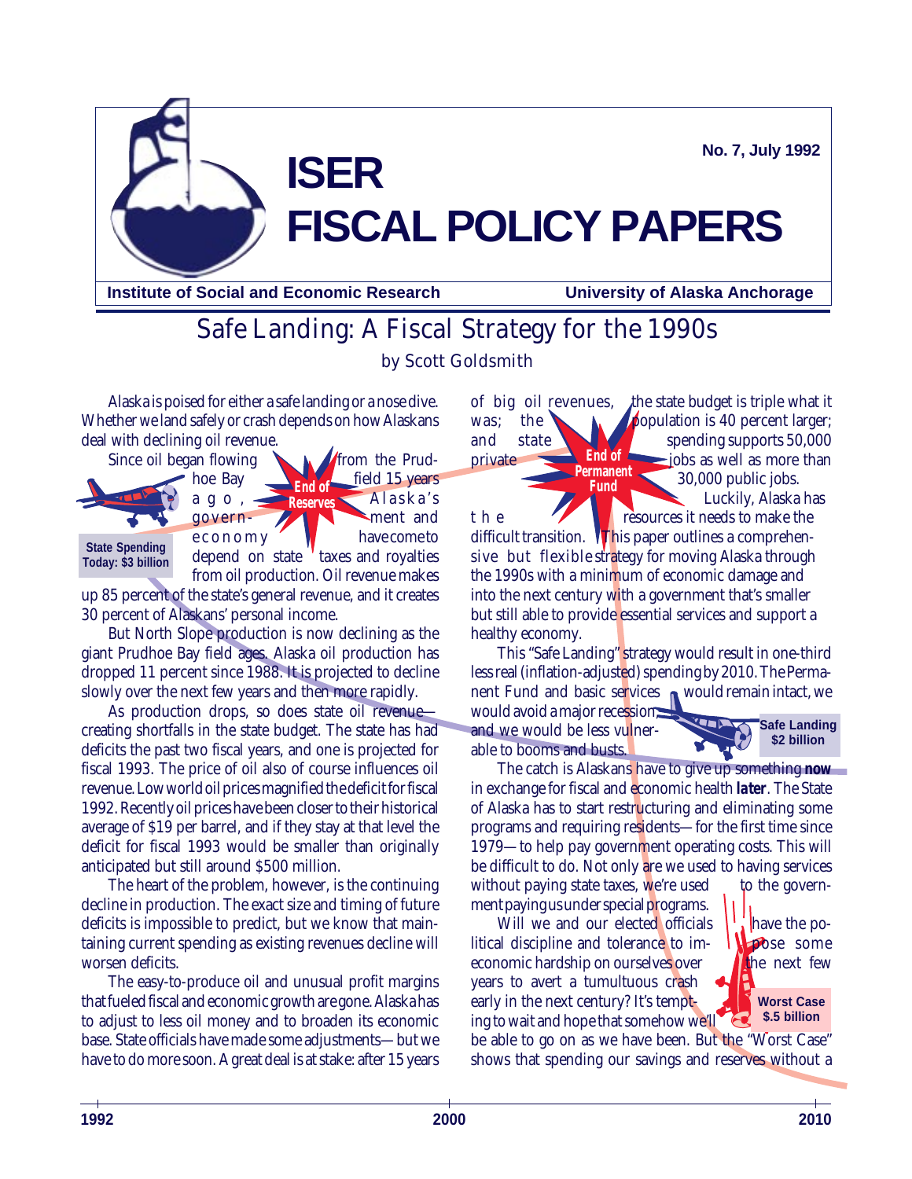# ISER FISCAL POLICY PAPERS

No. 7, July 1992

Institute of Social and Economic Research — University of Alaska Anchorage

## Safe Landing: A Fiscal Strategy for the 1990s

by Scott Goldsmith

State Spending Today: $3 billion

End of Reserves

End of Permanent Fund

Safe Landing $2 billion

Worst Case $.5 billion

1992 — 2000 — 2010

Alaska is poised for either a safe landing or a nose dive. Whether we land safely or crash depends on how Alaskans deal with declining oil revenue.

Since oil began flowing from the Prudhoe Bay field 15 years ago, Alaska's government and economy have come to depend on state taxes and royalties from oil production. Oil revenue makes up 85 percent of the state's general revenue, and it creates 30 percent of Alaskans' personal income.

But North Slope production is now declining as the giant Prudhoe Bay field ages. Alaska oil production has dropped 11 percent since 1988. It is projected to decline slowly over the next few years and then more rapidly.

As production drops, so does state oil revenue—creating shortfalls in the state budget. The state has had deficits the past two fiscal years, and one is projected for fiscal 1993. The price of oil also of course influences oil revenue. Low world oil prices magnified the deficit for fiscal 1992. Recently oil prices have been closer to their historical average of $19 per barrel, and if they stay at that level the deficit for fiscal 1993 would be smaller than originally anticipated but still around $500 million.

The heart of the problem, however, is the continuing decline in production. The exact size and timing of future deficits is impossible to predict, but we know that maintaining current spending as existing revenues decline will worsen deficits.

The easy-to-produce oil and unusual profit margins that fueled fiscal and economic growth are gone. Alaska has to adjust to less oil money and to broaden its economic base. State officials have made some adjustments—but we have to do more soon. A great deal is at stake: after 15 years of big oil revenues, the state budget is triple what it was; the population is 40 percent larger; and state spending supports 50,000 private jobs as well as more than 30,000 public jobs.

Luckily, Alaska has the resources it needs to make the difficult transition. This paper outlines a comprehensive but flexible strategy for moving Alaska through the 1990s with a minimum of economic damage and into the next century with a government that's smaller but still able to provide essential services and support a healthy economy.

This "Safe Landing" strategy would result in one-third less real (inflation-adjusted) spending by 2010. The Permanent Fund and basic services would remain intact, we would avoid a major recession, and we would be less vulnerable to booms and busts.

The catch is Alaskans have to give up something **now** in exchange for fiscal and economic health ***later***. The State of Alaska has to start restructuring and eliminating some programs and requiring residents—for the first time since 1979—to help pay government operating costs. This will be difficult to do. Not only are we used to having services without paying state taxes, we're used to the government paying us under special programs.

Will we and our elected officials have the political discipline and tolerance to impose some economic hardship on ourselves over the next few years to avert a tumultuous crash early in the next century? It's tempting to wait and hope that somehow we'll be able to go on as we have been. But the "Worst Case" shows that spending our savings and reserves without a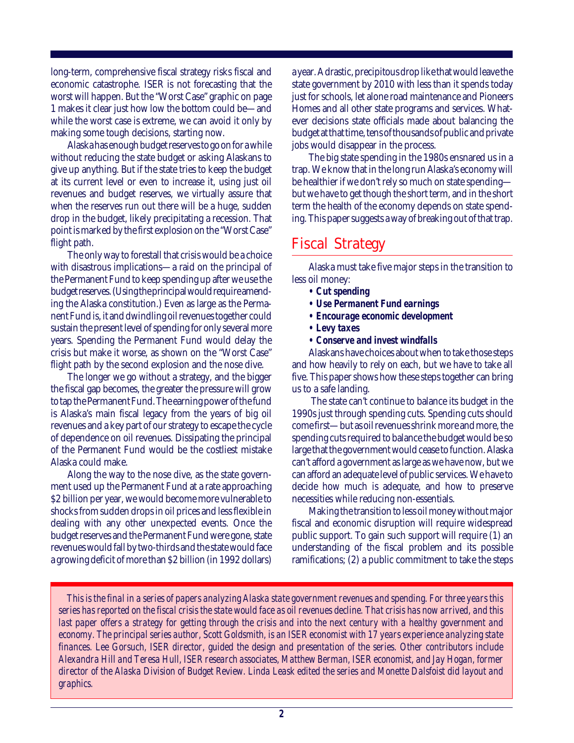long-term, comprehensive fiscal strategy risks fiscal and economic catastrophe. ISER is not forecasting that the worst will happen. But the "Worst Case" graphic on page 1 makes it clear just how low the bottom could be—and while the worst case is extreme, we can avoid it only by making some tough decisions, starting now.

Alaska has enough budget reserves to go on for a while without reducing the state budget or asking Alaskans to give up anything. But if the state tries to keep the budget at its current level or even to increase it, using just oil revenues and budget reserves, we virtually assure that when the reserves run out there will be a huge, sudden drop in the budget, likely precipitating a recession. That point is marked by the first explosion on the "Worst Case" flight path.

The only way to forestall that crisis would be a choice with disastrous implications—a raid on the principal of the Permanent Fund to keep spending up after we use the budget reserves. (Using the principal would require amending the Alaska constitution.) Even as large as the Permanent Fund is, it and dwindling oil revenues together could sustain the present level of spending for only several more years. Spending the Permanent Fund would delay the crisis but make it worse, as shown on the "Worst Case" flight path by the second explosion and the nose dive.

The longer we go without a strategy, and the bigger the fiscal gap becomes, the greater the pressure will grow to tap the Permanent Fund. The earning power of the fund is Alaska's main fiscal legacy from the years of big oil revenues and a key part of our strategy to escape the cycle of dependence on oil revenues. Dissipating the principal of the Permanent Fund would be the costliest mistake Alaska could make.

Along the way to the nose dive, as the state government used up the Permanent Fund at a rate approaching \$2 billion per year, we would become more vulnerable to shocks from sudden drops in oil prices and less flexible in dealing with any other unexpected events. Once the budget reserves and the Permanent Fund were gone, state revenues would fall by two-thirds and the state would face a growing deficit of more than \$2 billion (in 1992 dollars) a year. A drastic, precipitous drop like that would leave the state government by 2010 with less than it spends today just for schools, let alone road maintenance and Pioneers Homes and all other state programs and services. Whatever decisions state officials made about balancing the budget at that time, tens of thousands of public and private jobs would disappear in the process.

The big state spending in the 1980s ensnared us in a trap. We know that in the long run Alaska's economy will be healthier if we don't rely so much on state spending—but we have to get though the short term, and in the short term the health of the economy depends on state spending. This paper suggests a way of breaking out of that trap.

## Fiscal Strategy

Alaska must take five major steps in the transition to less oil money:

- ***Cut spending***
- ***Use Permanent Fund earnings***
- ***Encourage economic development***
- ***Levy taxes***
- ***Conserve and invest windfalls***

Alaskans have choices about when to take those steps and how heavily to rely on each, but we have to take all five. This paper shows how these steps together can bring us to a safe landing.

The state can't continue to balance its budget in the 1990s just through spending cuts. Spending cuts should come first—but as oil revenues shrink more and more, the spending cuts required to balance the budget would be so large that the government would cease to function. Alaska can't afford a government as large as we have now, but we can afford an adequate level of public services. We have to decide how much is adequate, and how to preserve necessities while reducing non-essentials.

Making the transition to less oil money without major fiscal and economic disruption will require widespread public support. To gain such support will require (1) an understanding of the fiscal problem and its possible ramifications; (2) a public commitment to take the steps

*This is the final in a series of papers analyzing Alaska state government revenues and spending. For three years this series has reported on the fiscal crisis the state would face as oil revenues decline. That crisis has now arrived, and this last paper offers a strategy for getting through the crisis and into the next century with a healthy government and economy. The principal series author, Scott Goldsmith, is an ISER economist with 17 years experience analyzing state finances. Lee Gorsuch, ISER director, guided the design and presentation of the series. Other contributors include Alexandra Hill and Teresa Hull, ISER research associates, Matthew Berman, ISER economist, and Jay Hogan, former director of the Alaska Division of Budget Review. Linda Leask edited the series and Monette Dalsfoist did layout and graphics.*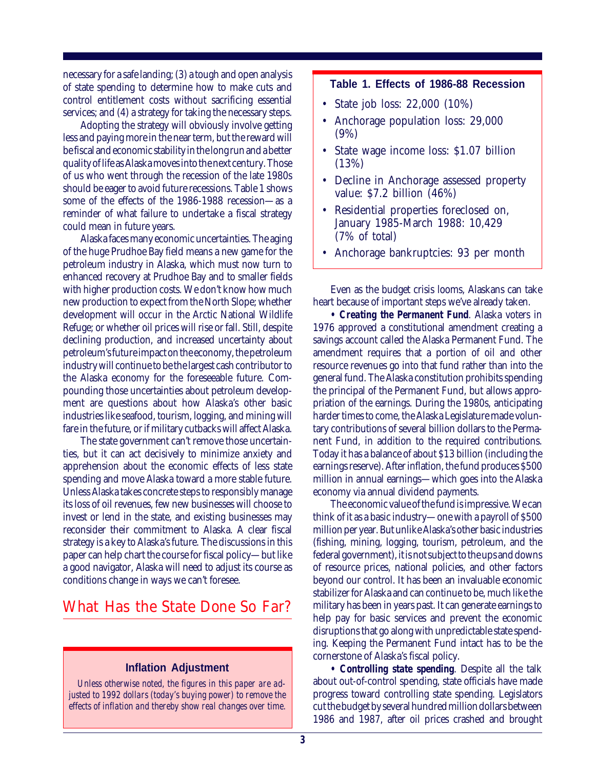necessary for a safe landing; (3) a tough and open analysis of state spending to determine how to make cuts and control entitlement costs without sacrificing essential services; and (4) a strategy for taking the necessary steps.

Adopting the strategy will obviously involve getting less and paying more in the near term, but the reward will be fiscal and economic stability in the long run and a better quality of life as Alaska moves into the next century. Those of us who went through the recession of the late 1980s should be eager to avoid future recessions. Table 1 shows some of the effects of the 1986-1988 recession—as a reminder of what failure to undertake a fiscal strategy could mean in future years.

Alaska faces many economic uncertainties. The aging of the huge Prudhoe Bay field means a new game for the petroleum industry in Alaska, which must now turn to enhanced recovery at Prudhoe Bay and to smaller fields with higher production costs. We don't know how much new production to expect from the North Slope; whether development will occur in the Arctic National Wildlife Refuge; or whether oil prices will rise or fall. Still, despite declining production, and increased uncertainty about petroleum's future impact on the economy, the petroleum industry will continue to be the largest cash contributor to the Alaska economy for the foreseeable future. Compounding those uncertainties about petroleum development are questions about how Alaska's other basic industries like seafood, tourism, logging, and mining will fare in the future, or if military cutbacks will affect Alaska.

The state government can't remove those uncertainties, but it can act decisively to minimize anxiety and apprehension about the economic effects of less state spending and move Alaska toward a more stable future. Unless Alaska takes concrete steps to responsibly manage its loss of oil revenues, few new businesses will choose to invest or lend in the state, and existing businesses may reconsider their commitment to Alaska. A clear fiscal strategy is a key to Alaska's future. The discussions in this paper can help chart the course for fiscal policy—but like a good navigator, Alaska will need to adjust its course as conditions change in ways we can't foresee.

## What Has the State Done So Far?

### Inflation Adjustment

*Unless otherwise noted, the figures in this paper are adjusted to 1992 dollars (today's buying power) to remove the effects of inflation and thereby show real changes over time.*

### Table 1. Effects of 1986-88 Recession

- State job loss: 22,000 (10%)
- Anchorage population loss: 29,000 (9%)
- State wage income loss: $1.07 billion (13%)
- Decline in Anchorage assessed property value: $7.2 billion (46%)
- Residential properties foreclosed on, January 1985-March 1988: 10,429 (7% of total)
- Anchorage bankruptcies: 93 per month

Even as the budget crisis looms, Alaskans can take heart because of important steps we've already taken.

**• Creating the Permanent Fund**. Alaska voters in 1976 approved a constitutional amendment creating a savings account called the Alaska Permanent Fund. The amendment requires that a portion of oil and other resource revenues go into that fund rather than into the general fund. The Alaska constitution prohibits spending the principal of the Permanent Fund, but allows appropriation of the earnings. During the 1980s, anticipating harder times to come, the Alaska Legislature made voluntary contributions of several billion dollars to the Permanent Fund, in addition to the required contributions. Today it has a balance of about $13 billion (including the earnings reserve). After inflation, the fund produces $500 million in annual earnings—which goes into the Alaska economy via annual dividend payments.

The economic value of the fund is impressive. We can think of it as a basic industry—one with a payroll of $500 million per year. But unlike Alaska's other basic industries (fishing, mining, logging, tourism, petroleum, and the federal government), it is not subject to the ups and downs of resource prices, national policies, and other factors beyond our control. It has been an invaluable economic stabilizer for Alaska and can continue to be, much like the military has been in years past. It can generate earnings to help pay for basic services and prevent the economic disruptions that go along with unpredictable state spending. Keeping the Permanent Fund intact has to be the cornerstone of Alaska's fiscal policy.

**• Controlling state spending**. Despite all the talk about out-of-control spending, state officials have made progress toward controlling state spending. Legislators cut the budget by several hundred million dollars between 1986 and 1987, after oil prices crashed and brought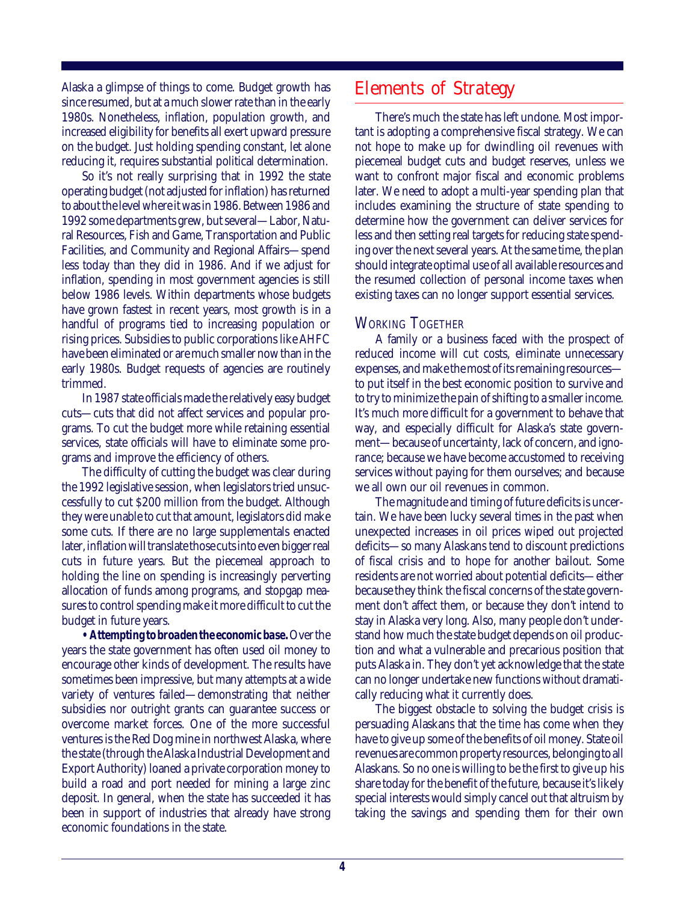Alaska a glimpse of things to come. Budget growth has since resumed, but at a much slower rate than in the early 1980s. Nonetheless, inflation, population growth, and increased eligibility for benefits all exert upward pressure on the budget. Just holding spending constant, let alone reducing it, requires substantial political determination.

So it's not really surprising that in 1992 the state operating budget (not adjusted for inflation) has returned to about the level where it was in 1986. Between 1986 and 1992 some departments grew, but several—Labor, Natural Resources, Fish and Game, Transportation and Public Facilities, and Community and Regional Affairs—spend less today than they did in 1986. And if we adjust for inflation, spending in most government agencies is still below 1986 levels. Within departments whose budgets have grown fastest in recent years, most growth is in a handful of programs tied to increasing population or rising prices. Subsidies to public corporations like AHFC have been eliminated or are much smaller now than in the early 1980s. Budget requests of agencies are routinely trimmed.

In 1987 state officials made the relatively easy budget cuts—cuts that did not affect services and popular programs. To cut the budget more while retaining essential services, state officials will have to eliminate some programs and improve the efficiency of others.

The difficulty of cutting the budget was clear during the 1992 legislative session, when legislators tried unsuccessfully to cut $200 million from the budget. Although they were unable to cut that amount, legislators did make some cuts. If there are no large supplementals enacted later, inflation will translate those cuts into even bigger real cuts in future years. But the piecemeal approach to holding the line on spending is increasingly perverting allocation of funds among programs, and stopgap measures to control spending make it more difficult to cut the budget in future years.

***• Attempting to broaden the economic base.*** Over the years the state government has often used oil money to encourage other kinds of development. The results have sometimes been impressive, but many attempts at a wide variety of ventures failed—demonstrating that neither subsidies nor outright grants can guarantee success or overcome market forces. One of the more successful ventures is the Red Dog mine in northwest Alaska, where the state (through the Alaska Industrial Development and Export Authority) loaned a private corporation money to build a road and port needed for mining a large zinc deposit. In general, when the state has succeeded it has been in support of industries that already have strong economic foundations in the state.

## Elements of Strategy

There's much the state has left undone. Most important is adopting a comprehensive fiscal strategy. We can not hope to make up for dwindling oil revenues with piecemeal budget cuts and budget reserves, unless we want to confront major fiscal and economic problems later. We need to adopt a multi-year spending plan that includes examining the structure of state spending to determine how the government can deliver services for less and then setting real targets for reducing state spending over the next several years. At the same time, the plan should integrate optimal use of all available resources and the resumed collection of personal income taxes when existing taxes can no longer support essential services.

### Working Together

A family or a business faced with the prospect of reduced income will cut costs, eliminate unnecessary expenses, and make the most of its remaining resources—to put itself in the best economic position to survive and to try to minimize the pain of shifting to a smaller income. It's much more difficult for a government to behave that way, and especially difficult for Alaska's state government—because of uncertainty, lack of concern, and ignorance; because we have become accustomed to receiving services without paying for them ourselves; and because we all own our oil revenues in common.

The magnitude and timing of future deficits is uncertain. We have been lucky several times in the past when unexpected increases in oil prices wiped out projected deficits—so many Alaskans tend to discount predictions of fiscal crisis and to hope for another bailout. Some residents are not worried about potential deficits—either because they think the fiscal concerns of the state government don't affect them, or because they don't intend to stay in Alaska very long. Also, many people don't understand how much the state budget depends on oil production and what a vulnerable and precarious position that puts Alaska in. They don't yet acknowledge that the state can no longer undertake new functions without dramatically reducing what it currently does.

The biggest obstacle to solving the budget crisis is persuading Alaskans that the time has come when they have to give up some of the benefits of oil money. State oil revenues are common property resources, belonging to all Alaskans. So no one is willing to be the first to give up his share today for the benefit of the future, because it's likely special interests would simply cancel out that altruism by taking the savings and spending them for their own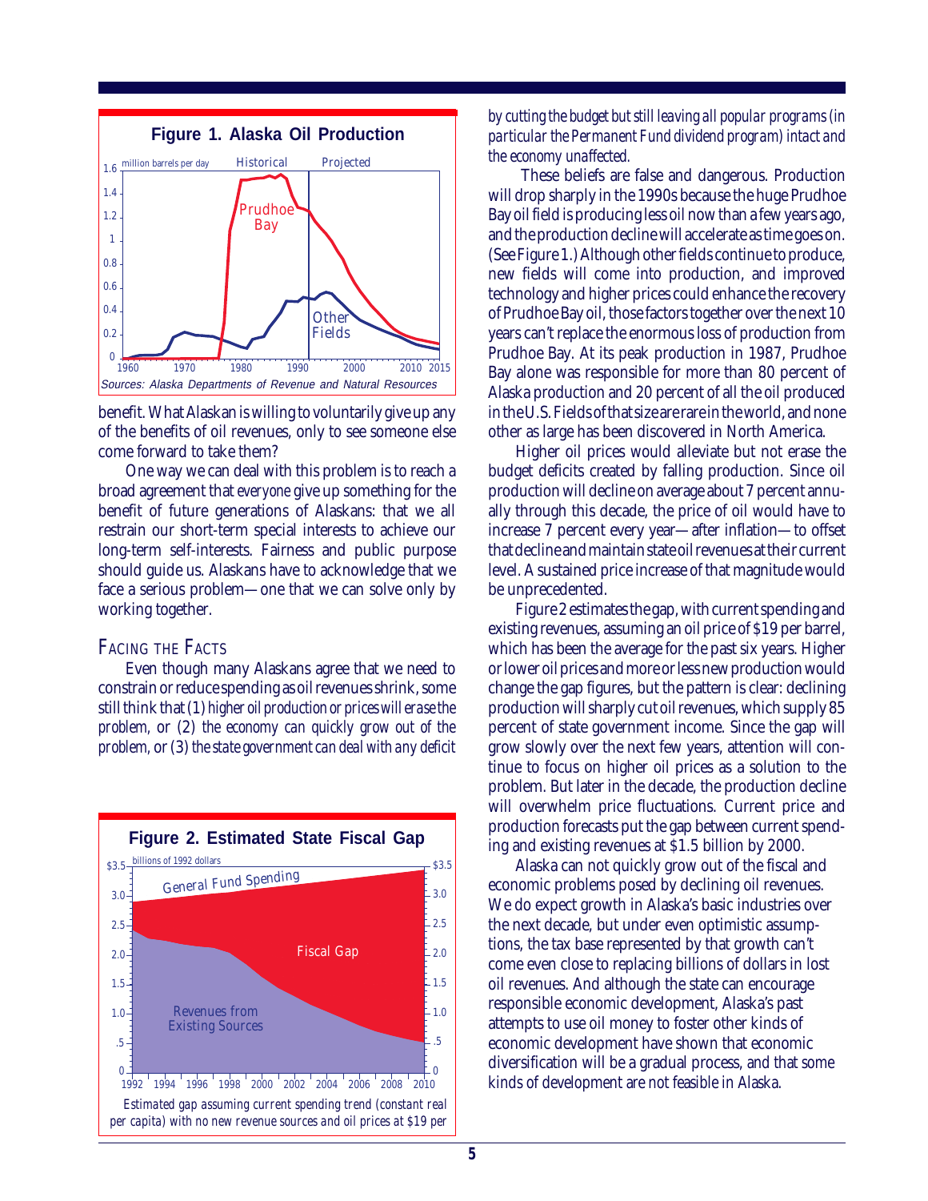**Figure 1. Alaska Oil Production**

Sources: Alaska Departments of Revenue and Natural Resources

benefit. What Alaskan is willing to voluntarily give up any of the benefits of oil revenues, only to see someone else come forward to take them?

One way we can deal with this problem is to reach a broad agreement that *everyone* give up something for the benefit of future generations of Alaskans: that we all restrain our short-term special interests to achieve our long-term self-interests. Fairness and public purpose should guide us. Alaskans have to acknowledge that we face a serious problem—one that we can solve only by working together.

## Facing the Facts

Even though many Alaskans agree that we need to constrain or reduce spending as oil revenues shrink, some still think that (1) *higher oil production or prices will erase the problem*, or (2) *the economy can quickly grow out of the problem*, or (3) *the state government can deal with any deficit by cutting the budget but still leaving all popular programs (in particular the Permanent Fund dividend program) intact and the economy unaffected.*

These beliefs are false and dangerous. Production will drop sharply in the 1990s because the huge Prudhoe Bay oil field is producing less oil now than a few years ago, and the production decline will accelerate as time goes on. (See Figure 1.) Although other fields continue to produce, new fields will come into production, and improved technology and higher prices could enhance the recovery of Prudhoe Bay oil, those factors together over the next 10 years can't replace the enormous loss of production from Prudhoe Bay. At its peak production in 1987, Prudhoe Bay alone was responsible for more than 80 percent of Alaska production and 20 percent of all the oil produced in the U.S. Fields of that size are rare in the world, and none other as large has been discovered in North America.

Higher oil prices would alleviate but not erase the budget deficits created by falling production. Since oil production will decline on average about 7 percent annually through this decade, the price of oil would have to increase 7 percent every year—after inflation—to offset that decline and maintain state oil revenues at their current level. A sustained price increase of that magnitude would be unprecedented.

Figure 2 estimates the gap, with current spending and existing revenues, assuming an oil price of $19 per barrel, which has been the average for the past six years. Higher or lower oil prices and more or less new production would change the gap figures, but the pattern is clear: declining production will sharply cut oil revenues, which supply 85 percent of state government income. Since the gap will grow slowly over the next few years, attention will continue to focus on higher oil prices as a solution to the problem. But later in the decade, the production decline will overwhelm price fluctuations. Current price and production forecasts put the gap between current spending and existing revenues at $1.5 billion by 2000.

Alaska can not quickly grow out of the fiscal and economic problems posed by declining oil revenues. We do expect growth in Alaska's basic industries over the next decade, but under even optimistic assumptions, the tax base represented by that growth can't come even close to replacing billions of dollars in lost oil revenues. And although the state can encourage responsible economic development, Alaska's past attempts to use oil money to foster other kinds of economic development have shown that economic diversification will be a gradual process, and that some kinds of development are not feasible in Alaska.

**Figure 2. Estimated State Fiscal Gap**

*Estimated gap assuming current spending trend (constant real per capita) with no new revenue sources and oil prices at $19 per*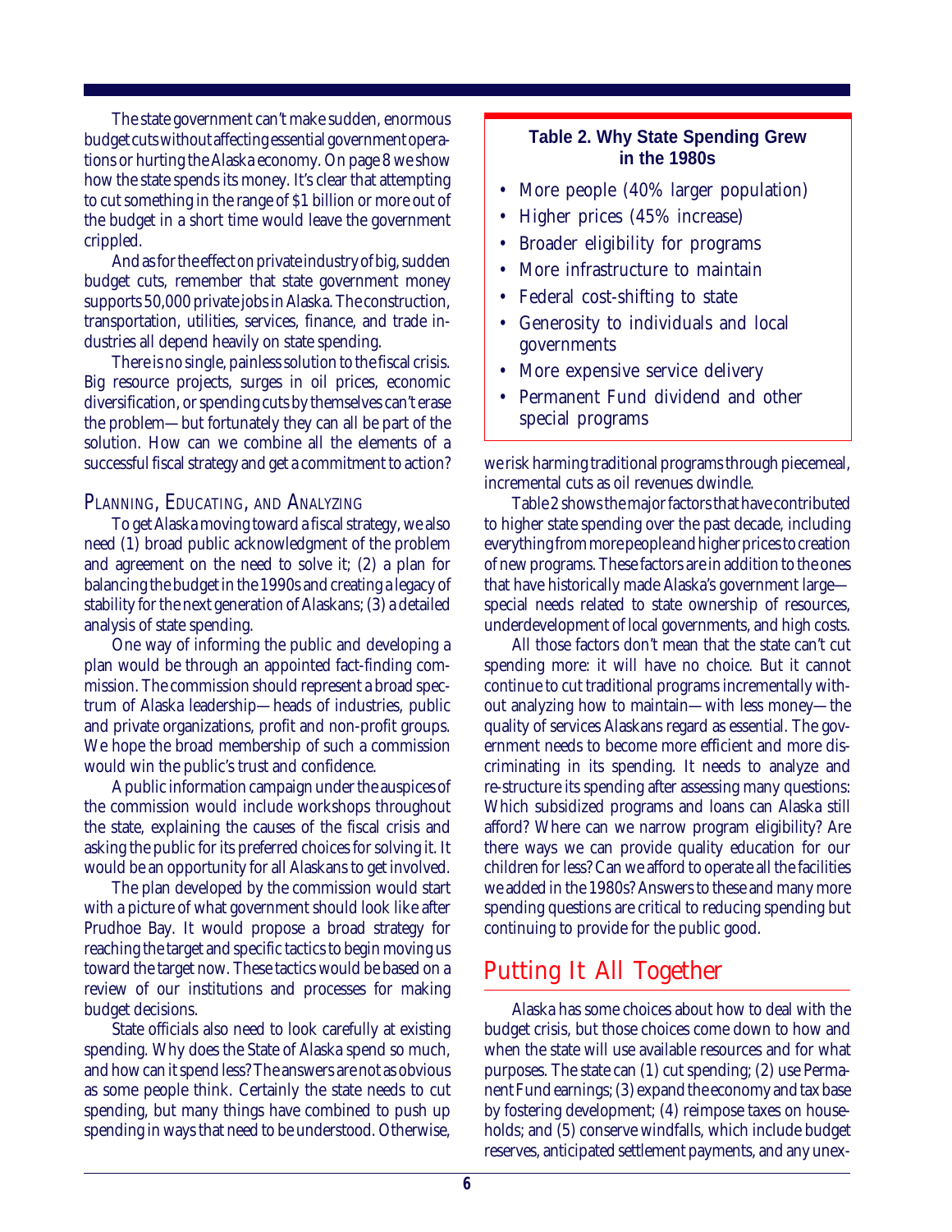The state government can't make sudden, enormous budget cuts without affecting essential government operations or hurting the Alaska economy. On page 8 we show how the state spends its money. It's clear that attempting to cut something in the range of $1 billion or more out of the budget in a short time would leave the government crippled.

And as for the effect on private industry of big, sudden budget cuts, remember that state government money supports 50,000 private jobs in Alaska. The construction, transportation, utilities, services, finance, and trade industries all depend heavily on state spending.

There is no single, painless solution to the fiscal crisis. Big resource projects, surges in oil prices, economic diversification, or spending cuts by themselves can't erase the problem—but fortunately they can all be part of the solution. How can we combine all the elements of a successful fiscal strategy and get a commitment to action?

### Planning, Educating, and Analyzing

To get Alaska moving toward a fiscal strategy, we also need (1) broad public acknowledgment of the problem and agreement on the need to solve it; (2) a plan for balancing the budget in the 1990s and creating a legacy of stability for the next generation of Alaskans; (3) a detailed analysis of state spending.

One way of informing the public and developing a plan would be through an appointed fact-finding commission. The commission should represent a broad spectrum of Alaska leadership—heads of industries, public and private organizations, profit and non-profit groups. We hope the broad membership of such a commission would win the public's trust and confidence.

A public information campaign under the auspices of the commission would include workshops throughout the state, explaining the causes of the fiscal crisis and asking the public for its preferred choices for solving it. It would be an opportunity for all Alaskans to get involved.

The plan developed by the commission would start with a picture of what government should look like after Prudhoe Bay. It would propose a broad strategy for reaching the target and specific tactics to begin moving us toward the target now. These tactics would be based on a review of our institutions and processes for making budget decisions.

State officials also need to look carefully at existing spending. Why does the State of Alaska spend so much, and how can it spend less? The answers are not as obvious as some people think. Certainly the state needs to cut spending, but many things have combined to push up spending in ways that need to be understood. Otherwise, we risk harming traditional programs through piecemeal, incremental cuts as oil revenues dwindle.

**Table 2. Why State Spending Grew in the 1980s**

- More people (40% larger population)
- Higher prices (45% increase)
- Broader eligibility for programs
- More infrastructure to maintain
- Federal cost-shifting to state
- Generosity to individuals and local governments
- More expensive service delivery
- Permanent Fund dividend and other special programs

Table 2 shows the major factors that have contributed to higher state spending over the past decade, including everything from more people and higher prices to creation of new programs. These factors are in addition to the ones that have historically made Alaska's government large—special needs related to state ownership of resources, underdevelopment of local governments, and high costs.

All those factors don't mean that the state can't cut spending more: it will have no choice. But it cannot continue to cut traditional programs incrementally without analyzing how to maintain—with less money—the quality of services Alaskans regard as essential. The government needs to become more efficient and more discriminating in its spending. It needs to analyze and re-structure its spending after assessing many questions: Which subsidized programs and loans can Alaska still afford? Where can we narrow program eligibility? Are there ways we can provide quality education for our children for less? Can we afford to operate all the facilities we added in the 1980s? Answers to these and many more spending questions are critical to reducing spending but continuing to provide for the public good.

## Putting It All Together

Alaska has some choices about how to deal with the budget crisis, but those choices come down to how and when the state will use available resources and for what purposes. The state can (1) cut spending; (2) use Permanent Fund earnings; (3) expand the economy and tax base by fostering development; (4) reimpose taxes on households; and (5) conserve windfalls, which include budget reserves, anticipated settlement payments, and any unex-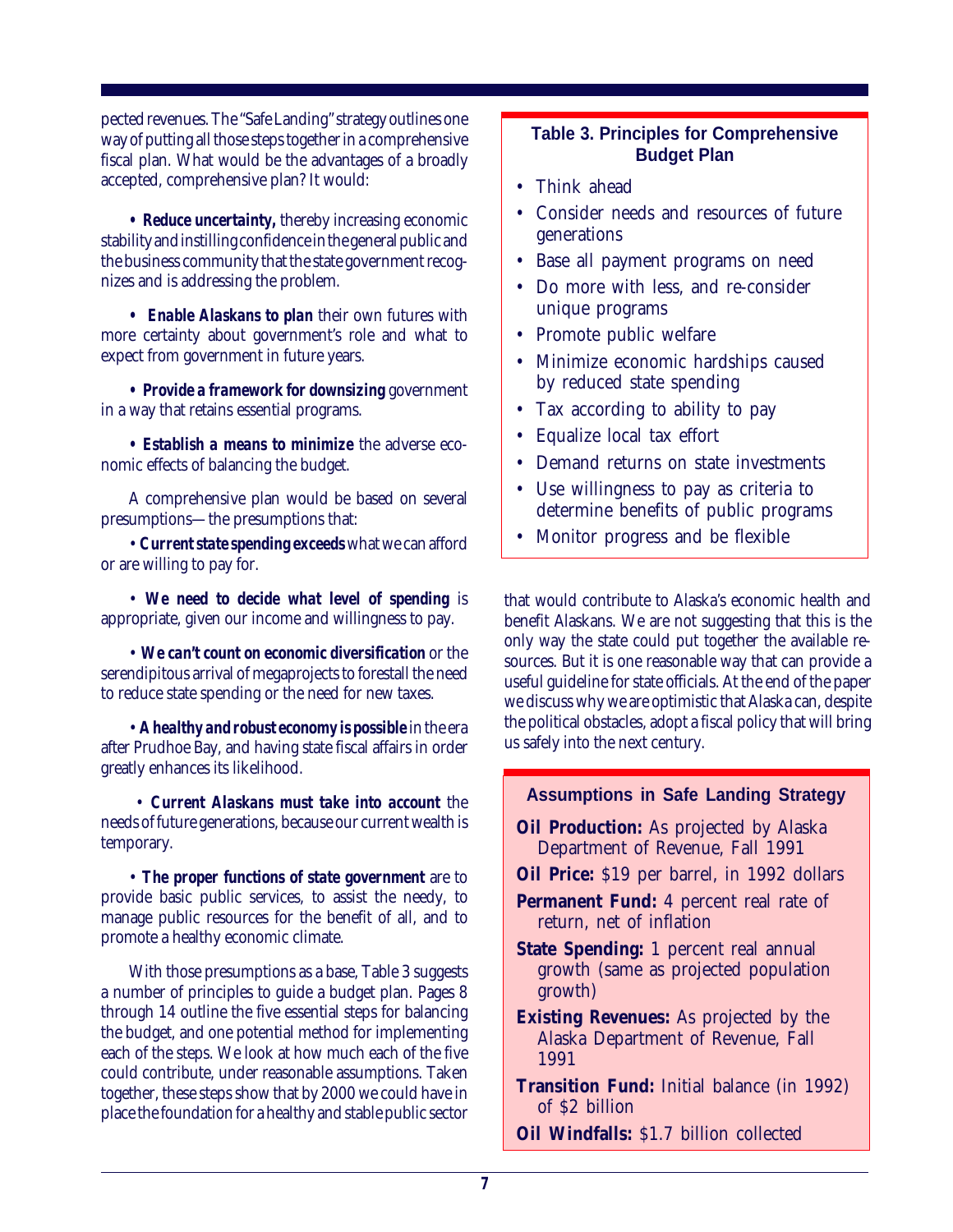pected revenues. The "Safe Landing" strategy outlines one way of putting all those steps together in a comprehensive fiscal plan. What would be the advantages of a broadly accepted, comprehensive plan? It would:

• ***Reduce uncertainty,*** thereby increasing economic stability and instilling confidence in the general public and the business community that the state government recognizes and is addressing the problem.

• ***Enable Alaskans to plan*** their own futures with more certainty about government's role and what to expect from government in future years.

• ***Provide a framework for downsizing*** government in a way that retains essential programs.

• ***Establish a means to minimize*** the adverse economic effects of balancing the budget.

A comprehensive plan would be based on several presumptions—the presumptions that:

• ***Current state spending exceeds*** what we can afford or are willing to pay for.

• ***We need to decide what level of spending*** is appropriate, given our income and willingness to pay.

• ***We can't count on economic diversification*** or the serendipitous arrival of megaprojects to forestall the need to reduce state spending or the need for new taxes.

• ***A healthy and robust economy is possible*** in the era after Prudhoe Bay, and having state fiscal affairs in order greatly enhances its likelihood.

• ***Current Alaskans must take into account*** the needs of future generations, because our current wealth is temporary.

• ***The proper functions of state government*** are to provide basic public services, to assist the needy, to manage public resources for the benefit of all, and to promote a healthy economic climate.

With those presumptions as a base, Table 3 suggests a number of principles to guide a budget plan. Pages 8 through 14 outline the five essential steps for balancing the budget, and one potential method for implementing each of the steps. We look at how much each of the five could contribute, under reasonable assumptions. Taken together, these steps show that by 2000 we could have in place the foundation for a healthy and stable public sector that would contribute to Alaska's economic health and benefit Alaskans. We are not suggesting that this is the only way the state could put together the available resources. But it is one reasonable way that can provide a useful guideline for state officials. At the end of the paper we discuss why we are optimistic that Alaska can, despite the political obstacles, adopt a fiscal policy that will bring us safely into the next century.

### Table 3. Principles for Comprehensive Budget Plan

- Think ahead
- Consider needs and resources of future generations
- Base all payment programs on need
- Do more with less, and re-consider unique programs
- Promote public welfare
- Minimize economic hardships caused by reduced state spending
- Tax according to ability to pay
- Equalize local tax effort
- Demand returns on state investments
- Use willingness to pay as criteria to determine benefits of public programs
- Monitor progress and be flexible

### Assumptions in Safe Landing Strategy

**Oil Production:** As projected by Alaska Department of Revenue, Fall 1991

**Oil Price:** $19 per barrel, in 1992 dollars

**Permanent Fund:** 4 percent real rate of return, net of inflation

**State Spending:** 1 percent real annual growth (same as projected population growth)

**Existing Revenues:** As projected by the Alaska Department of Revenue, Fall 1991

**Transition Fund:** Initial balance (in 1992) of $2 billion

**Oil Windfalls:** $1.7 billion collected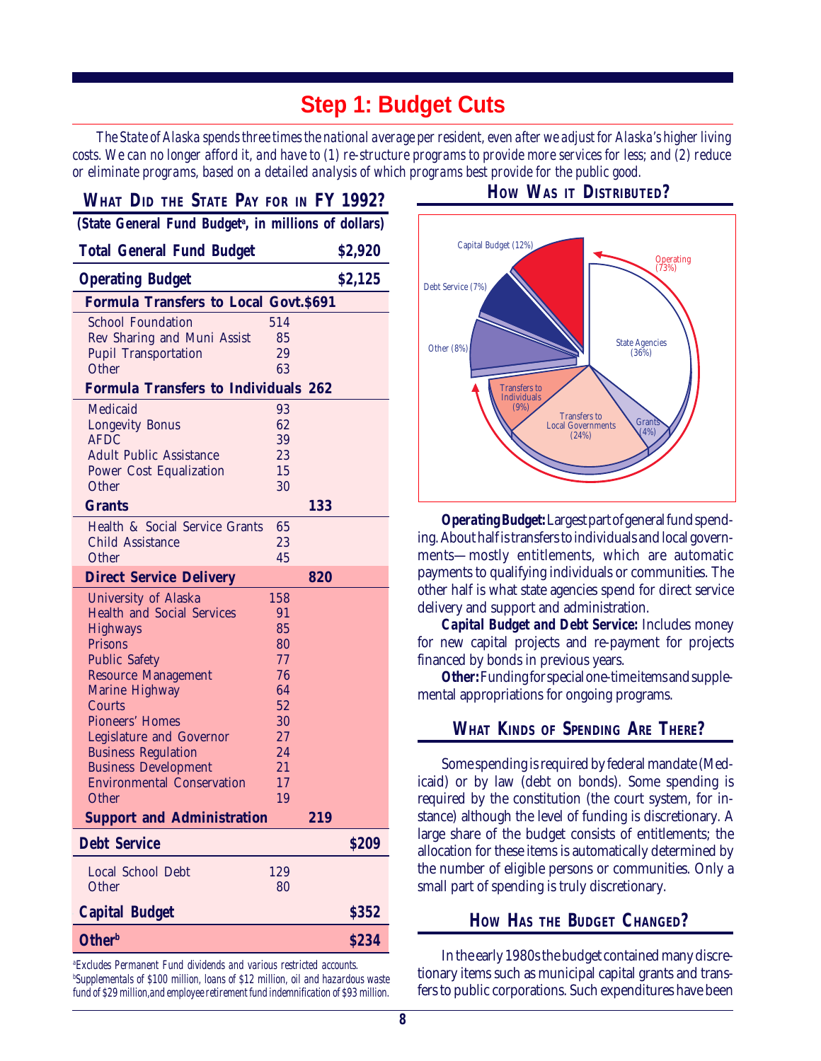# Step 1: Budget Cuts

*The State of Alaska spends three times the national average per resident, even after we adjust for Alaska's higher living costs. We can no longer afford it, and have to (1) re-structure programs to provide more services for less; and (2) reduce or eliminate programs, based on a detailed analysis of which programs best provide for the public good.*

## What Did the State Pay for in FY 1992?

**(State General Fund Budget[a], in millions of dollars)**

| | | | |
|---|---|---|---|
| **Total General Fund Budget** | | | **$2,920** |
| **Operating Budget** | | | **$2,125** |
| **Formula Transfers to Local Govt.** | | **$691** | |
| School Foundation | 514 | | |
| Rev Sharing and Muni Assist | 85 | | |
| Pupil Transportation | 29 | | |
| Other | 63 | | |
| **Formula Transfers to Individuals** | | **262** | |
| Medicaid | 93 | | |
| Longevity Bonus | 62 | | |
| AFDC | 39 | | |
| Adult Public Assistance | 23 | | |
| Power Cost Equalization | 15 | | |
| Other | 30 | | |
| **Grants** | | **133** | |
| Health & Social Service Grants | 65 | | |
| Child Assistance | 23 | | |
| Other | 45 | | |
| **Direct Service Delivery** | | **820** | |
| University of Alaska | 158 | | |
| Health and Social Services | 91 | | |
| Highways | 85 | | |
| Prisons | 80 | | |
| Public Safety | 77 | | |
| Resource Management | 76 | | |
| Marine Highway | 64 | | |
| Courts | 52 | | |
| Pioneers' Homes | 30 | | |
| Legislature and Governor | 27 | | |
| Business Regulation | 24 | | |
| Business Development | 21 | | |
| Environmental Conservation | 17 | | |
| Other | 19 | | |
| **Support and Administration** | | **219** | |
| **Debt Service** | | | **$209** |
| Local School Debt | 129 | | |
| Other | 80 | | |
| **Capital Budget** | | | **$352** |
| **Other[b]** | | | **$234** |

[a]Excludes Permanent Fund dividends and various restricted accounts.
[b]Supplementals of $100 million, loans of $12 million, oil and hazardous waste fund of $29 million, and employee retirement fund indemnification of $93 million.

## How Was it Distributed?

Capital Budget (12%); Debt Service (7%); Other (8%); Operating (73%): State Agencies (36%), Grants (4%), Transfers to Local Governments (24%), Transfers to Individuals (9%)

**Operating Budget:** Largest part of general fund spending. About half is transfers to individuals and local governments—mostly entitlements, which are automatic payments to qualifying individuals or communities. The other half is what state agencies spend for direct service delivery and support and administration.

**Capital Budget and Debt Service:** Includes money for new capital projects and re-payment for projects financed by bonds in previous years.

**Other:** Funding for special one-time items and supplemental appropriations for ongoing programs.

## What Kinds of Spending Are There?

Some spending is required by federal mandate (Medicaid) or by law (debt on bonds). Some spending is required by the constitution (the court system, for instance) although the level of funding is discretionary. A large share of the budget consists of entitlements; the allocation for these items is automatically determined by the number of eligible persons or communities. Only a small part of spending is truly discretionary.

## How Has the Budget Changed?

In the early 1980s the budget contained many discretionary items such as municipal capital grants and transfers to public corporations. Such expenditures have been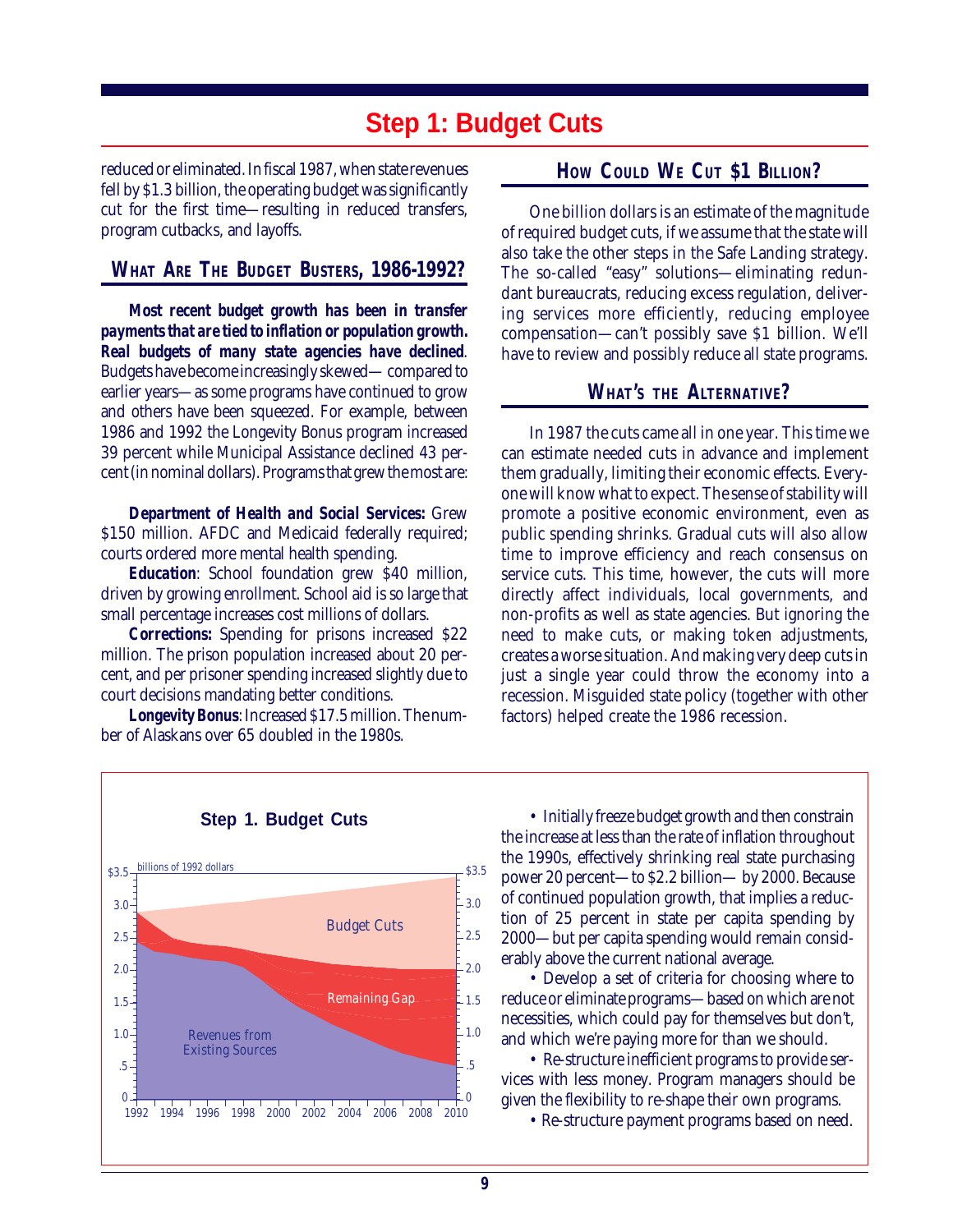# Step 1: Budget Cuts

reduced or eliminated. In fiscal 1987, when state revenues fell by $1.3 billion, the operating budget was significantly cut for the first time—resulting in reduced transfers, program cutbacks, and layoffs.

## What Are The Budget Busters, 1986-1992?

**Most recent budget growth has been in transfer payments that are tied to inflation or population growth. Real budgets of many state agencies have declined**. Budgets have become increasingly skewed—compared to earlier years—as some programs have continued to grow and others have been squeezed. For example, between 1986 and 1992 the Longevity Bonus program increased 39 percent while Municipal Assistance declined 43 percent (in nominal dollars). Programs that grew the most are:

***Department of Health and Social Services:*** Grew $150 million. AFDC and Medicaid federally required; courts ordered more mental health spending.

***Education***: School foundation grew $40 million, driven by growing enrollment. School aid is so large that small percentage increases cost millions of dollars.

***Corrections:*** Spending for prisons increased $22 million. The prison population increased about 20 percent, and per prisoner spending increased slightly due to court decisions mandating better conditions.

***Longevity Bonus***: Increased $17.5 million. The number of Alaskans over 65 doubled in the 1980s.

## How Could We Cut $1 Billion?

One billion dollars is an estimate of the magnitude of required budget cuts, if we assume that the state will also take the other steps in the Safe Landing strategy. The so-called "easy" solutions—eliminating redundant bureaucrats, reducing excess regulation, delivering services more efficiently, reducing employee compensation—can't possibly save $1 billion. We'll have to review and possibly reduce all state programs.

## What's the Alternative?

In 1987 the cuts came all in one year. This time we can estimate needed cuts in advance and implement them gradually, limiting their economic effects. Everyone will know what to expect. The sense of stability will promote a positive economic environment, even as public spending shrinks. Gradual cuts will also allow time to improve efficiency and reach consensus on service cuts. This time, however, the cuts will more directly affect individuals, local governments, and non-profits as well as state agencies. But ignoring the need to make cuts, or making token adjustments, creates a worse situation. And making very deep cuts in just a single year could throw the economy into a recession. Misguided state policy (together with other factors) helped create the 1986 recession.

**Step 1. Budget Cuts**

(Chart, billions of 1992 dollars, 1992–2010: Budget Cuts; Remaining Gap; Revenues from Existing Sources)

- Initially freeze budget growth and then constrain the increase at less than the rate of inflation throughout the 1990s, effectively shrinking real state purchasing power 20 percent—to $2.2 billion—by 2000. Because of continued population growth, that implies a reduction of 25 percent in state per capita spending by 2000—but per capita spending would remain considerably above the current national average.
- Develop a set of criteria for choosing where to reduce or eliminate programs—based on which are not necessities, which could pay for themselves but don't, and which we're paying more for than we should.
- Re-structure inefficient programs to provide services with less money. Program managers should be given the flexibility to re-shape their own programs.
- Re-structure payment programs based on need.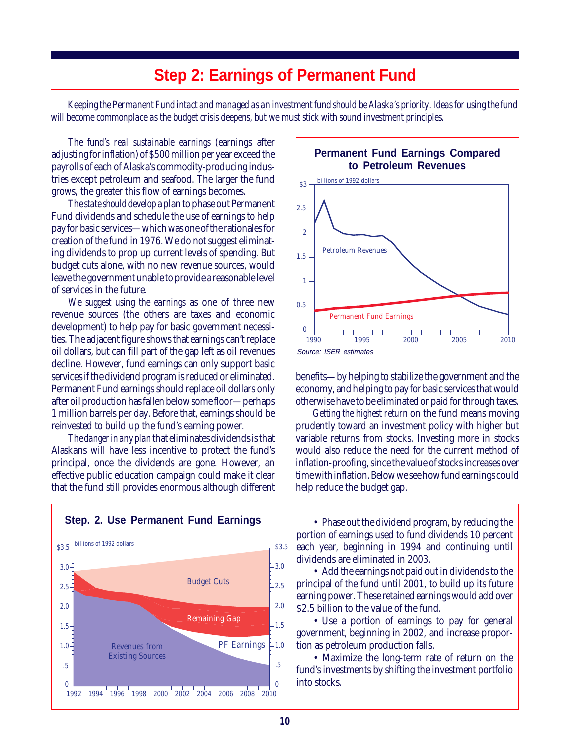# Step 2: Earnings of Permanent Fund

*Keeping the Permanent Fund intact and managed as an investment fund should be Alaska's priority. Ideas for using the fund will become commonplace as the budget crisis deepens, but we must stick with sound investment principles.*

*The fund's real sustainable earnings* (earnings after adjusting for inflation) of $500 million per year exceed the payrolls of each of Alaska's commodity-producing industries except petroleum and seafood. The larger the fund grows, the greater this flow of earnings becomes.

*The state should develop* a plan to phase out Permanent Fund dividends and schedule the use of earnings to help pay for basic services—which was one of the rationales for creation of the fund in 1976. We do not suggest eliminating dividends to prop up current levels of spending. But budget cuts alone, with no new revenue sources, would leave the government unable to provide a reasonable level of services in the future.

*We suggest using the earnings* as one of three new revenue sources (the others are taxes and economic development) to help pay for basic government necessities. The adjacent figure shows that earnings can't replace oil dollars, but can fill part of the gap left as oil revenues decline. However, fund earnings can only support basic services if the dividend program is reduced or eliminated. Permanent Fund earnings should replace oil dollars only after oil production has fallen below some floor—perhaps 1 million barrels per day. Before that, earnings should be reinvested to build up the fund's earning power.

*The danger in any plan* that eliminates dividends is that Alaskans will have less incentive to protect the fund's principal, once the dividends are gone. However, an effective public education campaign could make it clear that the fund still provides enormous although different benefits—by helping to stabilize the government and the economy, and helping to pay for basic services that would otherwise have to be eliminated or paid for through taxes.

**Permanent Fund Earnings Compared to Petroleum Revenues**

billions of 1992 dollars

Source: ISER estimates

*Getting the highest return* on the fund means moving prudently toward an investment policy with higher but variable returns from stocks. Investing more in stocks would also reduce the need for the current method of inflation-proofing, since the value of stocks increases over time with inflation. Below we see how fund earnings could help reduce the budget gap.

**Step. 2. Use Permanent Fund Earnings**

billions of 1992 dollars

- Phase out the dividend program, by reducing the portion of earnings used to fund dividends 10 percent each year, beginning in 1994 and continuing until dividends are eliminated in 2003.
- Add the earnings not paid out in dividends to the principal of the fund until 2001, to build up its future earning power. These retained earnings would add over $2.5 billion to the value of the fund.
- Use a portion of earnings to pay for general government, beginning in 2002, and increase proportion as petroleum production falls.
- Maximize the long-term rate of return on the fund's investments by shifting the investment portfolio into stocks.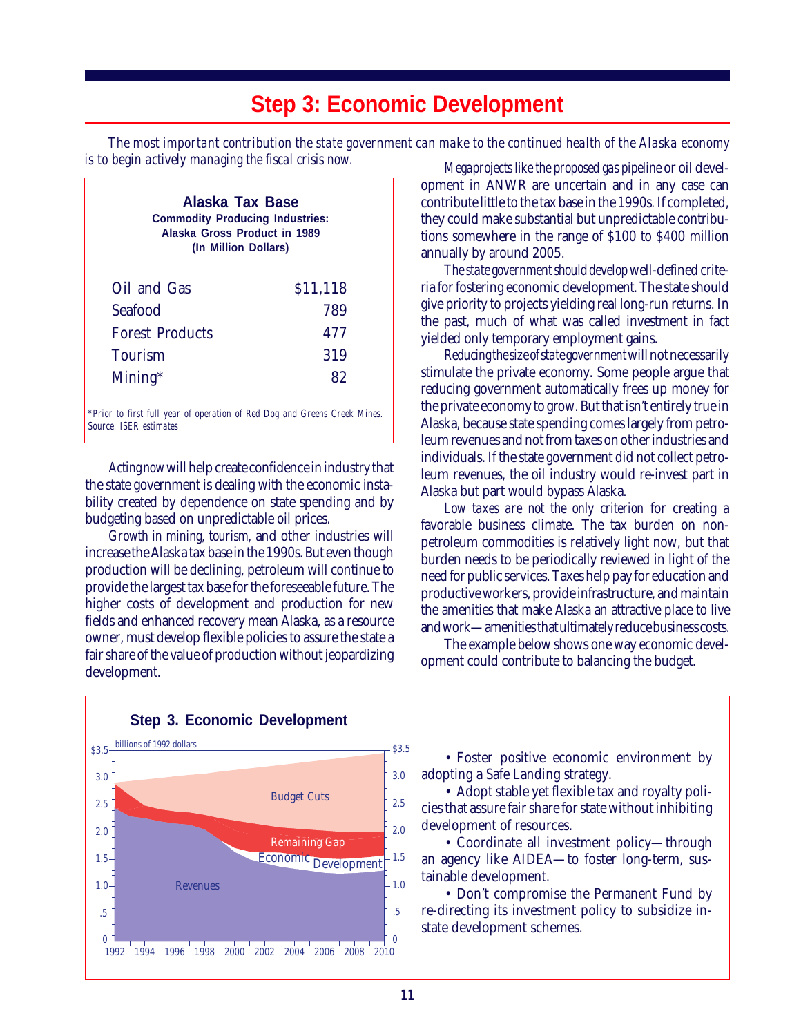# Step 3: Economic Development

*The most important contribution the state government can make to the continued health of the Alaska economy is to begin actively managing the fiscal crisis now.*

**Alaska Tax Base**
**Commodity Producing Industries: Alaska Gross Product in 1989 (In Million Dollars)**

| Industry | Amount |
|---|---|
| Oil and Gas | $11,118 |
| Seafood | 789 |
| Forest Products | 477 |
| Tourism | 319 |
| Mining* | 82 |

*Prior to first full year of operation of Red Dog and Greens Creek Mines.
Source: ISER estimates*

*Acting now* will help create confidence in industry that the state government is dealing with the economic instability created by dependence on state spending and by budgeting based on unpredictable oil prices.

*Growth in mining, tourism,* and other industries will increase the Alaska tax base in the 1990s. But even though production will be declining, petroleum will continue to provide the largest tax base for the foreseeable future. The higher costs of development and production for new fields and enhanced recovery mean Alaska, as a resource owner, must develop flexible policies to assure the state a fair share of the value of production without jeopardizing development.

*Megaprojects like the proposed gas pipeline* or oil development in ANWR are uncertain and in any case can contribute little to the tax base in the 1990s. If completed, they could make substantial but unpredictable contributions somewhere in the range of $100 to $400 million annually by around 2005.

*The state government should develop* well-defined criteria for fostering economic development. The state should give priority to projects yielding real long-run returns. In the past, much of what was called investment in fact yielded only temporary employment gains.

*Reducing the size of state government* will not necessarily stimulate the private economy. Some people argue that reducing government automatically frees up money for the private economy to grow. But that isn't entirely true in Alaska, because state spending comes largely from petroleum revenues and not from taxes on other industries and individuals. If the state government did not collect petroleum revenues, the oil industry would re-invest part in Alaska but part would bypass Alaska.

*Low taxes are not the only criterion* for creating a favorable business climate. The tax burden on nonpetroleum commodities is relatively light now, but that burden needs to be periodically reviewed in light of the need for public services. Taxes help pay for education and productive workers, provide infrastructure, and maintain the amenities that make Alaska an attractive place to live and work—amenities that ultimately reduce business costs.

The example below shows one way economic development could contribute to balancing the budget.

**Step 3. Economic Development**

billions of 1992 dollars — Budget Cuts; Remaining Gap; Economic Development; Revenues (1992–2010)

- Foster positive economic environment by adopting a Safe Landing strategy.
- Adopt stable yet flexible tax and royalty policies that assure fair share for state without inhibiting development of resources.
- Coordinate all investment policy—through an agency like AIDEA—to foster long-term, sustainable development.
- Don't compromise the Permanent Fund by re-directing its investment policy to subsidize in-state development schemes.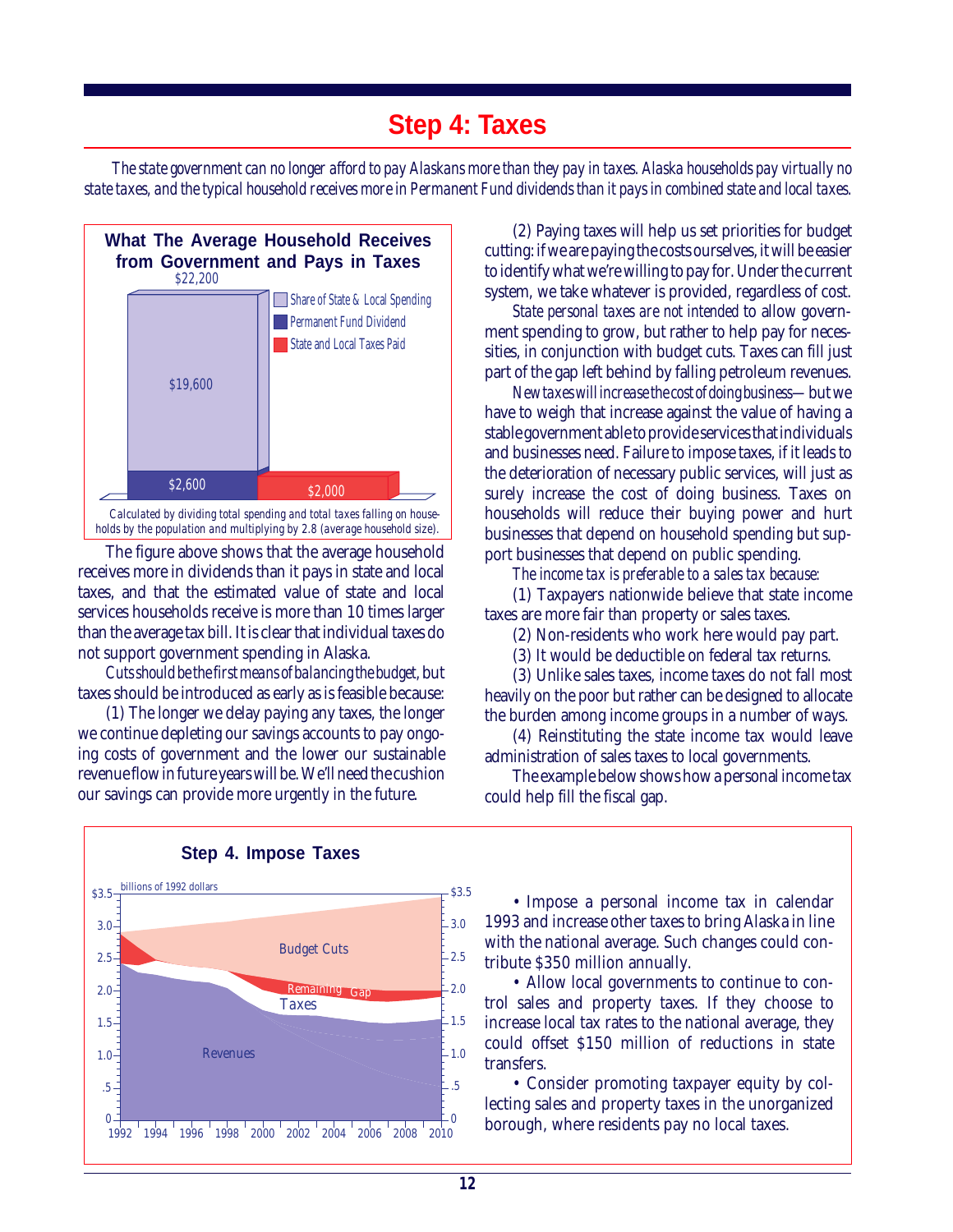# Step 4: Taxes

*The state government can no longer afford to pay Alaskans more than they pay in taxes. Alaska households pay virtually no state taxes, and the typical household receives more in Permanent Fund dividends than it pays in combined state and local taxes.*

**What The Average Household Receives from Government and Pays in Taxes**

- Share of State & Local Spending: $19,600
- Permanent Fund Dividend: $2,600
- State and Local Taxes Paid: $2,000
- Total received: $22,200

Calculated by dividing total spending and total taxes falling on households by the population and multiplying by 2.8 (average household size).

The figure above shows that the average household receives more in dividends than it pays in state and local taxes, and that the estimated value of state and local services households receive is more than 10 times larger than the average tax bill. It is clear that individual taxes do not support government spending in Alaska.

*Cuts should be the first means of balancing the budget*, but taxes should be introduced as early as is feasible because:

(1) The longer we delay paying any taxes, the longer we continue depleting our savings accounts to pay ongoing costs of government and the lower our sustainable revenue flow in future years will be. We'll need the cushion our savings can provide more urgently in the future.

(2) Paying taxes will help us set priorities for budget cutting: if we are paying the costs ourselves, it will be easier to identify what we're willing to pay for. Under the current system, we take whatever is provided, regardless of cost.

*State personal taxes are not intended* to allow government spending to grow, but rather to help pay for necessities, in conjunction with budget cuts. Taxes can fill just part of the gap left behind by falling petroleum revenues.

*New taxes will increase the cost of doing business*—but we have to weigh that increase against the value of having a stable government able to provide services that individuals and businesses need. Failure to impose taxes, if it leads to the deterioration of necessary public services, will just as surely increase the cost of doing business. Taxes on households will reduce their buying power and hurt businesses that depend on household spending but support businesses that depend on public spending.

*The income tax is preferable to a sales tax because:*

(1) Taxpayers nationwide believe that state income taxes are more fair than property or sales taxes.

(2) Non-residents who work here would pay part.

(3) It would be deductible on federal tax returns.

(3) Unlike sales taxes, income taxes do not fall most heavily on the poor but rather can be designed to allocate the burden among income groups in a number of ways.

(4) Reinstituting the state income tax would leave administration of sales taxes to local governments.

The example below shows how a personal income tax could help fill the fiscal gap.

**Step 4. Impose Taxes**

(Chart: billions of 1992 dollars, 1992–2010, showing Revenues, Taxes, Remaining Gap, and Budget Cuts)

- Impose a personal income tax in calendar 1993 and increase other taxes to bring Alaska in line with the national average. Such changes could contribute $350 million annually.
- Allow local governments to continue to control sales and property taxes. If they choose to increase local tax rates to the national average, they could offset $150 million of reductions in state transfers.
- Consider promoting taxpayer equity by collecting sales and property taxes in the unorganized borough, where residents pay no local taxes.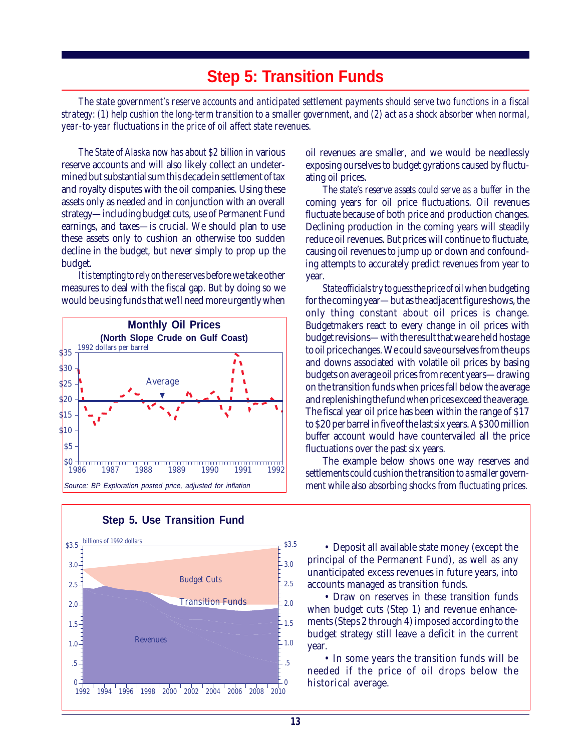# Step 5: Transition Funds

*The state government's reserve accounts and anticipated settlement payments should serve two functions in a fiscal strategy: (1) help cushion the long-term transition to a smaller government, and (2) act as a shock absorber when normal, year-to-year fluctuations in the price of oil affect state revenues.*

*The State of Alaska now has about $2 billion* in various reserve accounts and will also likely collect an undetermined but substantial sum this decade in settlement of tax and royalty disputes with the oil companies. Using these assets only as needed and in conjunction with an overall strategy—including budget cuts, use of Permanent Fund earnings, and taxes—is crucial. We should plan to use these assets only to cushion an otherwise too sudden decline in the budget, but never simply to prop up the budget.

*It is tempting to rely on the reserves* before we take other measures to deal with the fiscal gap. But by doing so we would be using funds that we'll need more urgently when oil revenues are smaller, and we would be needlessly exposing ourselves to budget gyrations caused by fluctuating oil prices.

**Monthly Oil Prices**
**(North Slope Crude on Gulf Coast)**

1992 dollars per barrel

Source: BP Exploration posted price, adjusted for inflation

*The state's reserve assets could serve as a buffer* in the coming years for oil price fluctuations. Oil revenues fluctuate because of both price and production changes. Declining production in the coming years will steadily reduce oil revenues. But prices will continue to fluctuate, causing oil revenues to jump up or down and confounding attempts to accurately predict revenues from year to year.

*State officials try to guess the price of oil* when budgeting for the coming year—but as the adjacent figure shows, the only thing constant about oil prices is change. Budgetmakers react to every change in oil prices with budget revisions—with the result that we are held hostage to oil price changes. We could save ourselves from the ups and downs associated with volatile oil prices by basing budgets on average oil prices from recent years—drawing on the transition funds when prices fall below the average and replenishing the fund when prices exceed the average. The fiscal year oil price has been within the range of $17 to $20 per barrel in five of the last six years. A $300 million buffer account would have countervailed all the price fluctuations over the past six years.

The example below shows one way reserves and settlements could cushion the transition to a smaller government while also absorbing shocks from fluctuating prices.

**Step 5. Use Transition Fund**

billions of 1992 dollars

- Deposit all available state money (except the principal of the Permanent Fund), as well as any unanticipated excess revenues in future years, into accounts managed as transition funds.
- Draw on reserves in these transition funds when budget cuts (Step 1) and revenue enhancements (Steps 2 through 4) imposed according to the budget strategy still leave a deficit in the current year.
- In some years the transition funds will be needed if the price of oil drops below the historical average.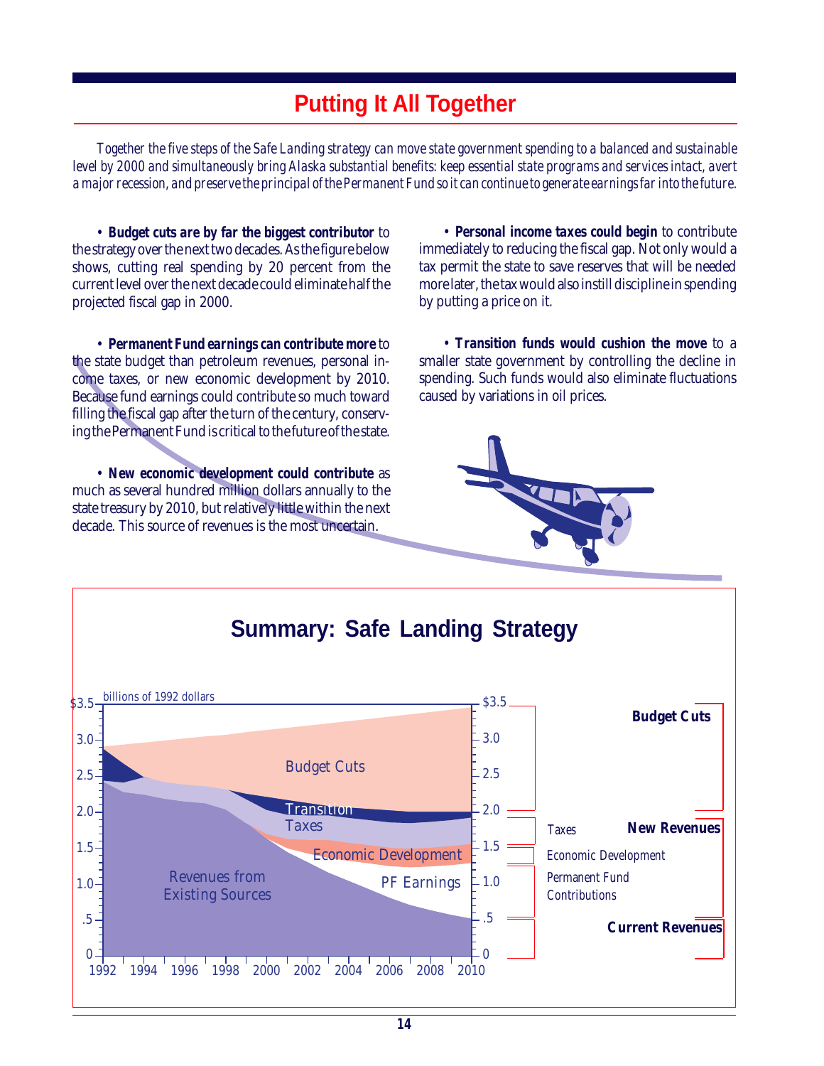## Putting It All Together

*Together the five steps of the Safe Landing strategy can move state government spending to a balanced and sustainable level by 2000 and simultaneously bring Alaska substantial benefits: keep essential state programs and services intact, avert a major recession, and preserve the principal of the Permanent Fund so it can continue to generate earnings far into the future.*

• ***Budget cuts are by far the biggest contributor*** to the strategy over the next two decades. As the figure below shows, cutting real spending by 20 percent from the current level over the next decade could eliminate half the projected fiscal gap in 2000.

• ***Permanent Fund earnings can contribute more*** to the state budget than petroleum revenues, personal income taxes, or new economic development by 2010. Because fund earnings could contribute so much toward filling the fiscal gap after the turn of the century, conserving the Permanent Fund is critical to the future of the state.

• ***New economic development could contribute*** as much as several hundred million dollars annually to the state treasury by 2010, but relatively little within the next decade. This source of revenues is the most uncertain.

• ***Personal income taxes could begin*** to contribute immediately to reducing the fiscal gap. Not only would a tax permit the state to save reserves that will be needed more later, the tax would also instill discipline in spending by putting a price on it.

• ***Transition funds would cushion the move*** to a smaller state government by controlling the decline in spending. Such funds would also eliminate fluctuations caused by variations in oil prices.

**Summary: Safe Landing Strategy**

billions of 1992 dollars

Budget Cuts | Transition | Taxes | Economic Development | PF Earnings | Revenues from Existing Sources

Budget Cuts — New Revenues: Taxes, Economic Development, Permanent Fund Contributions — Current Revenues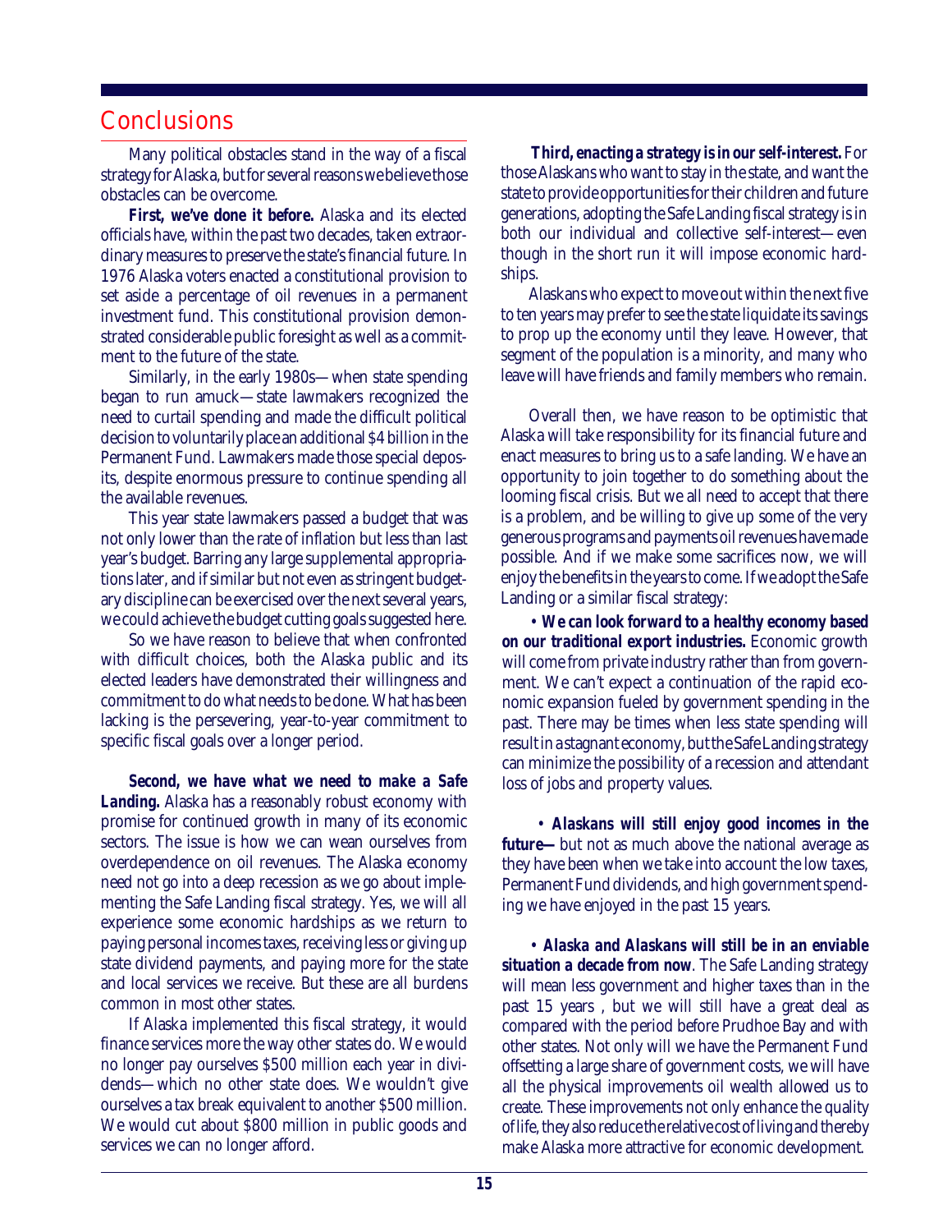## Conclusions

Many political obstacles stand in the way of a fiscal strategy for Alaska, but for several reasons we believe those obstacles can be overcome.

**First, we've done it before.** Alaska and its elected officials have, within the past two decades, taken extraordinary measures to preserve the state's financial future. In 1976 Alaska voters enacted a constitutional provision to set aside a percentage of oil revenues in a permanent investment fund. This constitutional provision demonstrated considerable public foresight as well as a commitment to the future of the state.

Similarly, in the early 1980s—when state spending began to run amuck—state lawmakers recognized the need to curtail spending and made the difficult political decision to voluntarily place an additional $4 billion in the Permanent Fund. Lawmakers made those special deposits, despite enormous pressure to continue spending all the available revenues.

This year state lawmakers passed a budget that was not only lower than the rate of inflation but less than last year's budget. Barring any large supplemental appropriations later, and if similar but not even as stringent budgetary discipline can be exercised over the next several years, we could achieve the budget cutting goals suggested here.

So we have reason to believe that when confronted with difficult choices, both the Alaska public and its elected leaders have demonstrated their willingness and commitment to do what needs to be done. What has been lacking is the persevering, year-to-year commitment to specific fiscal goals over a longer period.

**Second, we have what we need to make a Safe Landing.** Alaska has a reasonably robust economy with promise for continued growth in many of its economic sectors. The issue is how we can wean ourselves from overdependence on oil revenues. The Alaska economy need not go into a deep recession as we go about implementing the Safe Landing fiscal strategy. Yes, we will all experience some economic hardships as we return to paying personal incomes taxes, receiving less or giving up state dividend payments, and paying more for the state and local services we receive. But these are all burdens common in most other states.

If Alaska implemented this fiscal strategy, it would finance services more the way other states do. We would no longer pay ourselves $500 million each year in dividends—which no other state does. We wouldn't give ourselves a tax break equivalent to another $500 million. We would cut about $800 million in public goods and services we can no longer afford.

**Third, enacting a strategy is in our self-interest.** For those Alaskans who want to stay in the state, and want the state to provide opportunities for their children and future generations, adopting the Safe Landing fiscal strategy is in both our individual and collective self-interest—even though in the short run it will impose economic hardships.

Alaskans who expect to move out within the next five to ten years may prefer to see the state liquidate its savings to prop up the economy until they leave. However, that segment of the population is a minority, and many who leave will have friends and family members who remain.

Overall then, we have reason to be optimistic that Alaska will take responsibility for its financial future and enact measures to bring us to a safe landing. We have an opportunity to join together to do something about the looming fiscal crisis. But we all need to accept that there is a problem, and be willing to give up some of the very generous programs and payments oil revenues have made possible. And if we make some sacrifices now, we will enjoy the benefits in the years to come. If we adopt the Safe Landing or a similar fiscal strategy:

- ***We can look forward to a healthy economy based on our traditional export industries.*** Economic growth will come from private industry rather than from government. We can't expect a continuation of the rapid economic expansion fueled by government spending in the past. There may be times when less state spending will result in a stagnant economy, but the Safe Landing strategy can minimize the possibility of a recession and attendant loss of jobs and property values.

- ***Alaskans will still enjoy good incomes in the future—*** but not as much above the national average as they have been when we take into account the low taxes, Permanent Fund dividends, and high government spending we have enjoyed in the past 15 years.

- ***Alaska and Alaskans will still be in an enviable situation a decade from now***. The Safe Landing strategy will mean less government and higher taxes than in the past 15 years , but we will still have a great deal as compared with the period before Prudhoe Bay and with other states. Not only will we have the Permanent Fund offsetting a large share of government costs, we will have all the physical improvements oil wealth allowed us to create. These improvements not only enhance the quality of life, they also reduce the relative cost of living and thereby make Alaska more attractive for economic development.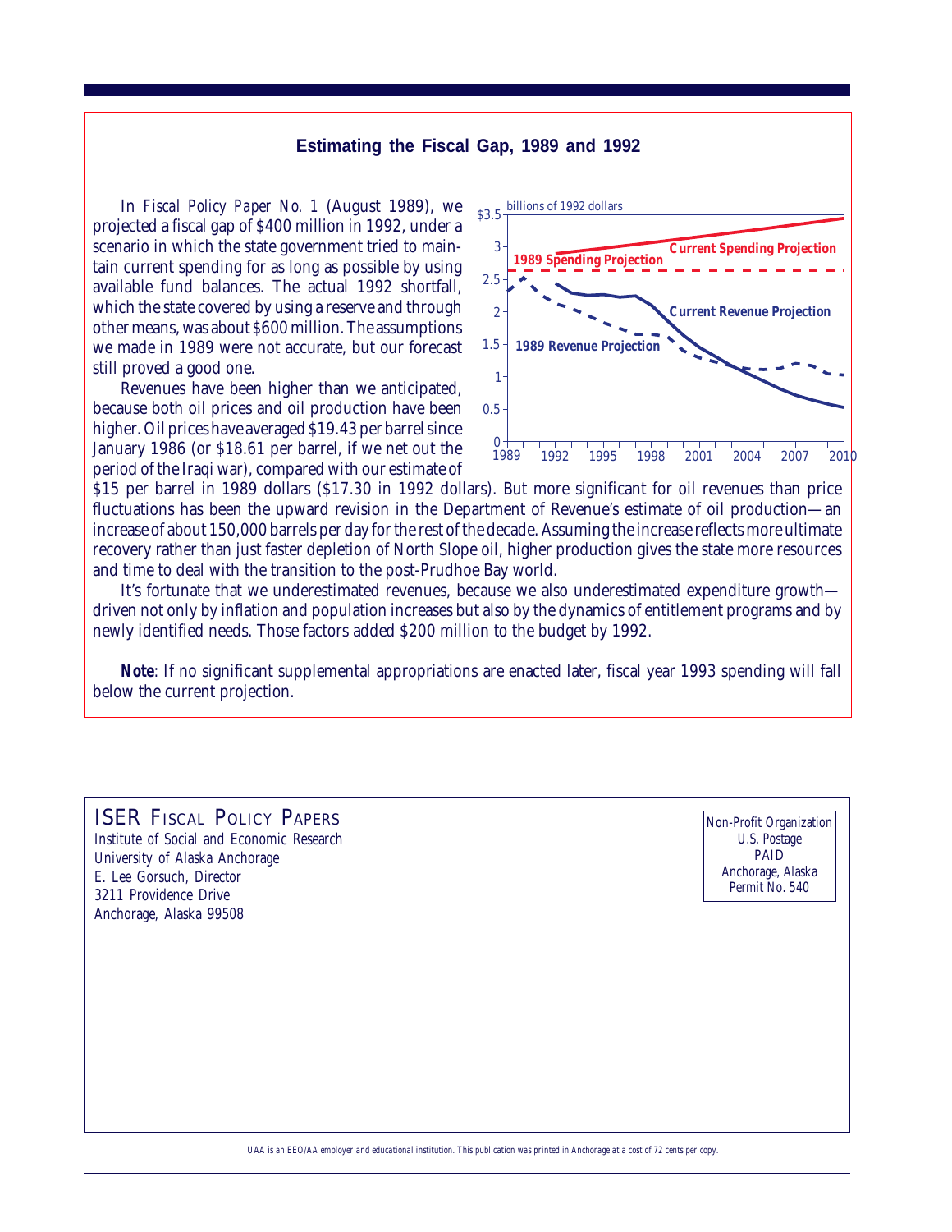## Estimating the Fiscal Gap, 1989 and 1992

In *Fiscal Policy Paper No. 1* (August 1989), we projected a fiscal gap of $400 million in 1992, under a scenario in which the state government tried to maintain current spending for as long as possible by using available fund balances. The actual 1992 shortfall, which the state covered by using a reserve and through other means, was about $600 million. The assumptions we made in 1989 were not accurate, but our forecast still proved a good one.

Revenues have been higher than we anticipated, because both oil prices and oil production have been higher. Oil prices have averaged $19.43 per barrel since January 1986 (or $18.61 per barrel, if we net out the period of the Iraqi war), compared with our estimate of $15 per barrel in 1989 dollars ($17.30 in 1992 dollars). But more significant for oil revenues than price fluctuations has been the upward revision in the Department of Revenue's estimate of oil production—an increase of about 150,000 barrels per day for the rest of the decade. Assuming the increase reflects more ultimate recovery rather than just faster depletion of North Slope oil, higher production gives the state more resources and time to deal with the transition to the post-Prudhoe Bay world.

billions of 1992 dollars
$3.5
3
2.5
2
1.5
1
0.5
0
1989 1992 1995 1998 2001 2004 2007 2010
Current Spending Projection
1989 Spending Projection
Current Revenue Projection
1989 Revenue Projection

It's fortunate that we underestimated revenues, because we also underestimated expenditure growth—driven not only by inflation and population increases but also by the dynamics of entitlement programs and by newly identified needs. Those factors added $200 million to the budget by 1992.

**Note**: If no significant supplemental appropriations are enacted later, fiscal year 1993 spending will fall below the current projection.

ISER Fiscal Policy Papers
Institute of Social and Economic Research
University of Alaska Anchorage
E. Lee Gorsuch, Director
3211 Providence Drive
Anchorage, Alaska 99508

Non-Profit Organization
U.S. Postage
PAID
Anchorage, Alaska
Permit No. 540

*UAA is an EEO/AA employer and educational institution. This publication was printed in Anchorage at a cost of 72 cents per copy.*